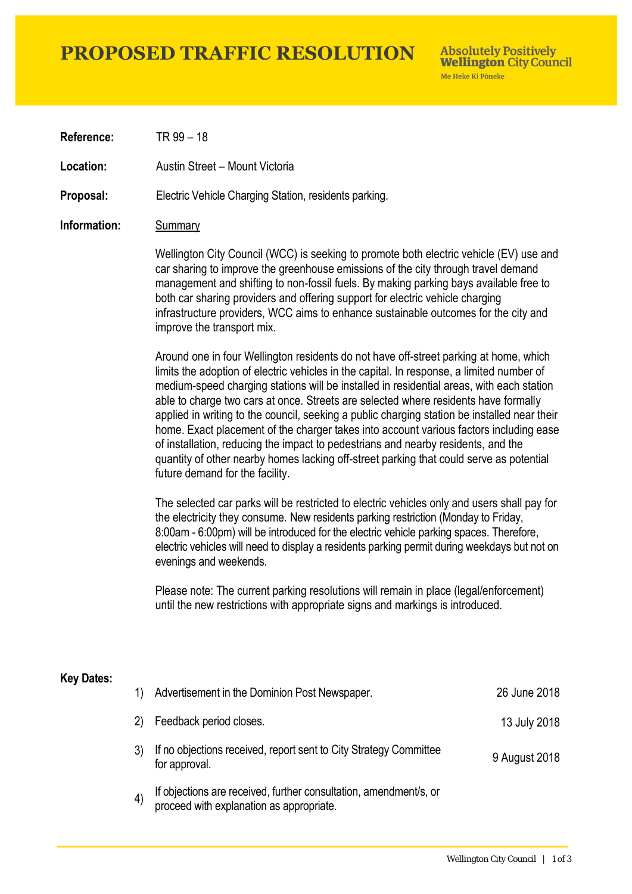# PROPOSED TRAFFIC RESOLUTION

Absolutely Positively **Wellington** City Council
Me Heke Ki Pōneke

**Reference:** TR 99 – 18

**Location:** Austin Street – Mount Victoria

**Proposal:** Electric Vehicle Charging Station, residents parking.

**Information:** Summary

Wellington City Council (WCC) is seeking to promote both electric vehicle (EV) use and car sharing to improve the greenhouse emissions of the city through travel demand management and shifting to non-fossil fuels. By making parking bays available free to both car sharing providers and offering support for electric vehicle charging infrastructure providers, WCC aims to enhance sustainable outcomes for the city and improve the transport mix.

Around one in four Wellington residents do not have off-street parking at home, which limits the adoption of electric vehicles in the capital. In response, a limited number of medium-speed charging stations will be installed in residential areas, with each station able to charge two cars at once. Streets are selected where residents have formally applied in writing to the council, seeking a public charging station be installed near their home. Exact placement of the charger takes into account various factors including ease of installation, reducing the impact to pedestrians and nearby residents, and the quantity of other nearby homes lacking off-street parking that could serve as potential future demand for the facility.

The selected car parks will be restricted to electric vehicles only and users shall pay for the electricity they consume. New residents parking restriction (Monday to Friday, 8:00am - 6:00pm) will be introduced for the electric vehicle parking spaces. Therefore, electric vehicles will need to display a residents parking permit during weekdays but not on evenings and weekends.

Please note: The current parking resolutions will remain in place (legal/enforcement) until the new restrictions with appropriate signs and markings is introduced.

**Key Dates:**

1) Advertisement in the Dominion Post Newspaper. — 26 June 2018
2) Feedback period closes. — 13 July 2018
3) If no objections received, report sent to City Strategy Committee for approval. — 9 August 2018
4) If objections are received, further consultation, amendment/s, or proceed with explanation as appropriate.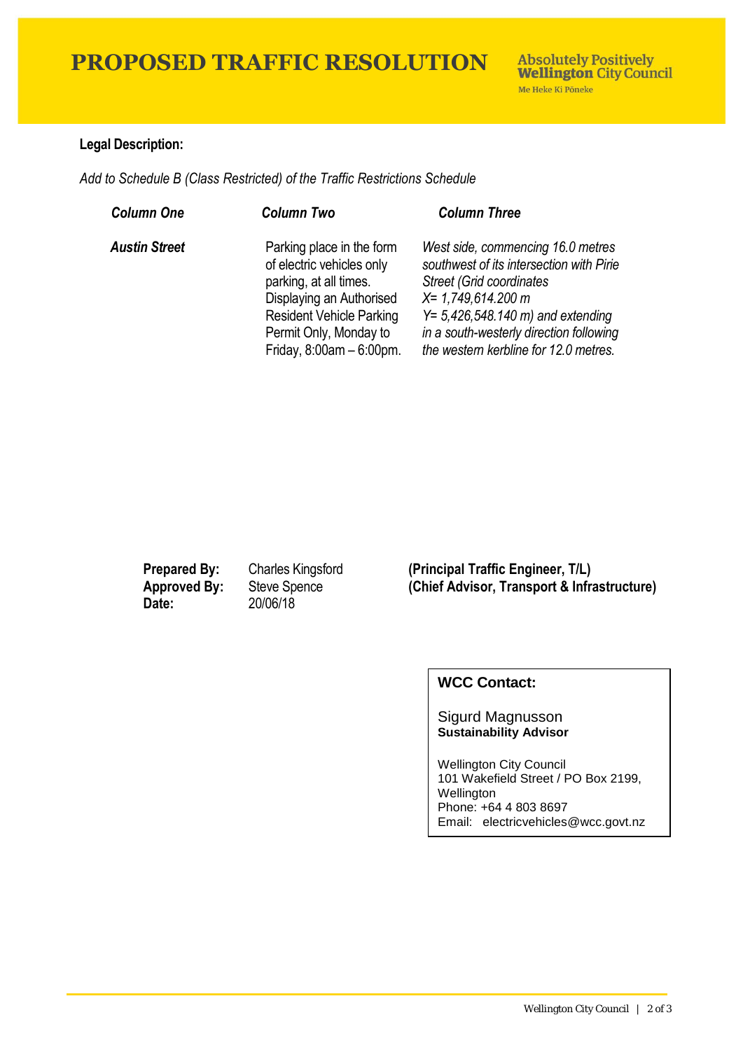# PROPOSED TRAFFIC RESOLUTION

**Absolutely Positively Wellington City Council**
Me Heke Ki Pōneke

**Legal Description:**

*Add to Schedule B (Class Restricted) of the Traffic Restrictions Schedule*

| *Column One* | *Column Two* | *Column Three* |
|---|---|---|
| ***Austin Street*** | Parking place in the form of electric vehicles only parking, at all times. Displaying an Authorised Resident Vehicle Parking Permit Only, Monday to Friday, 8:00am – 6:00pm. | *West side, commencing 16.0 metres southwest of its intersection with Pirie Street (Grid coordinates X= 1,749,614.200 m Y= 5,426,548.140 m) and extending in a south-westerly direction following the western kerbline for 12.0 metres.* |

| | | |
|---|---|---|
| **Prepared By:** | Charles Kingsford | **(Principal Traffic Engineer, T/L)** |
| **Approved By:** | Steve Spence | **(Chief Advisor, Transport & Infrastructure)** |
| **Date:** | 20/06/18 | |

**WCC Contact:**

Sigurd Magnusson
**Sustainability Advisor**

Wellington City Council
101 Wakefield Street / PO Box 2199, Wellington
Phone: +64 4 803 8697
Email: electricvehicles@wcc.govt.nz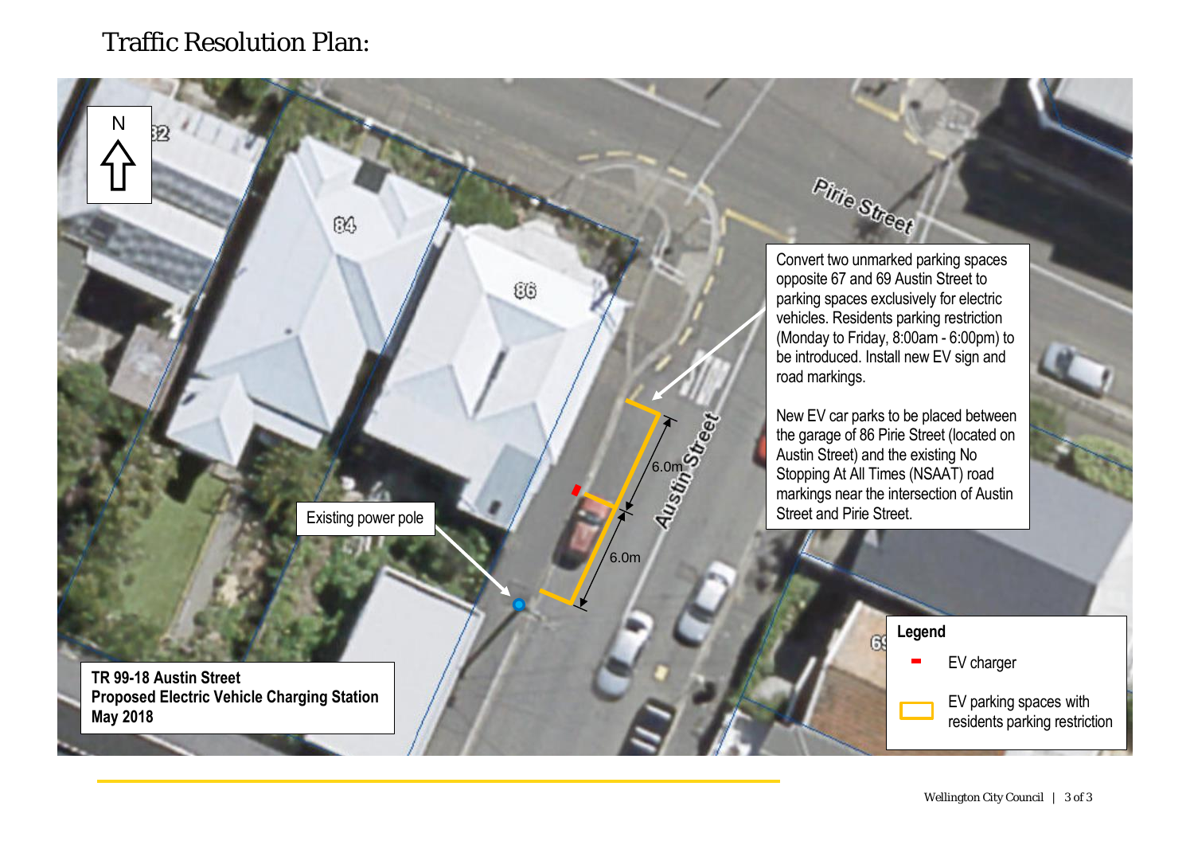# Traffic Resolution Plan:

N

Pirie Street

Austin Street

84

86

6.0m

6.0m

Convert two unmarked parking spaces opposite 67 and 69 Austin Street to parking spaces exclusively for electric vehicles. Residents parking restriction (Monday to Friday, 8:00am - 6:00pm) to be introduced. Install new EV sign and road markings.

New EV car parks to be placed between the garage of 86 Pirie Street (located on Austin Street) and the existing No Stopping At All Times (NSAAT) road markings near the intersection of Austin Street and Pirie Street.

Existing power pole

**Legend**

EV charger

EV parking spaces with residents parking restriction

**TR 99-18 Austin Street**
**Proposed Electric Vehicle Charging Station**
**May 2018**